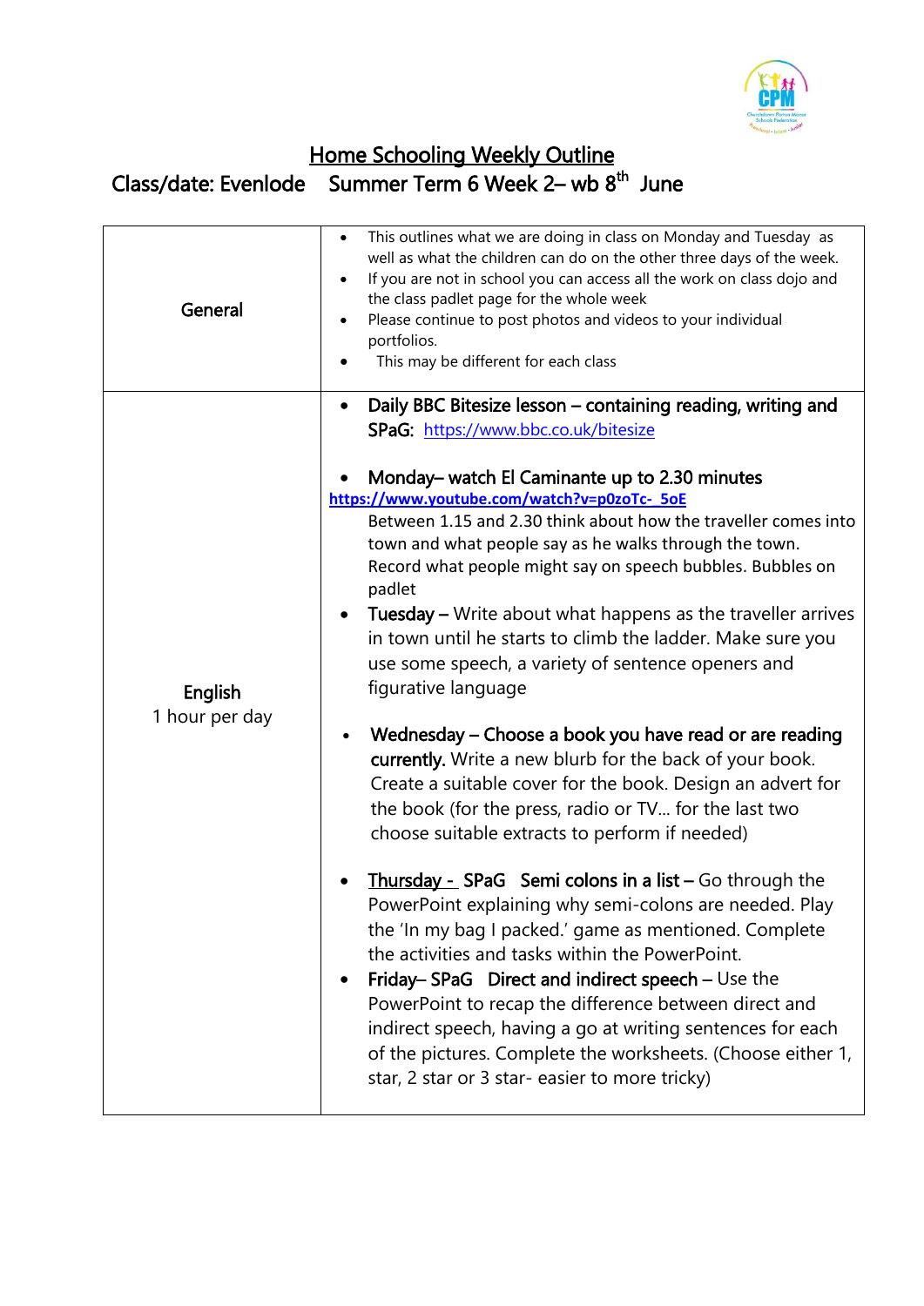# Home Schooling Weekly Outline

## Class/date: Evenlode Summer Term 6 Week 2– wb 8th June

| | |
|---|---|
| **General** | • This outlines what we are doing in class on Monday and Tuesday as well as what the children can do on the other three days of the week.<br>• If you are not in school you can access all the work on class dojo and the class padlet page for the whole week<br>• Please continue to post photos and videos to your individual portfolios.<br>• This may be different for each class |
| **English**<br>1 hour per day | • **Daily BBC Bitesize lesson – containing reading, writing and SPaG:** https://www.bbc.co.uk/bitesize<br><br>• **Monday– watch El Caminante up to 2.30 minutes** **https://www.youtube.com/watch?v=p0zoTc-_5oE** Between 1.15 and 2.30 think about how the traveller comes into town and what people say as he walks through the town. Record what people might say on speech bubbles. Bubbles on padlet<br>• **Tuesday –** Write about what happens as the traveller arrives in town until he starts to climb the ladder. Make sure you use some speech, a variety of sentence openers and figurative language<br><br>• **Wednesday – Choose a book you have read or are reading currently.** Write a new blurb for the back of your book. Create a suitable cover for the book. Design an advert for the book (for the press, radio or TV… for the last two choose suitable extracts to perform if needed)<br><br>• **Thursday - SPaG Semi colons in a list –** Go through the PowerPoint explaining why semi-colons are needed. Play the 'In my bag I packed.' game as mentioned. Complete the activities and tasks within the PowerPoint.<br>• **Friday– SPaG Direct and indirect speech –** Use the PowerPoint to recap the difference between direct and indirect speech, having a go at writing sentences for each of the pictures. Complete the worksheets. (Choose either 1, star, 2 star or 3 star- easier to more tricky) |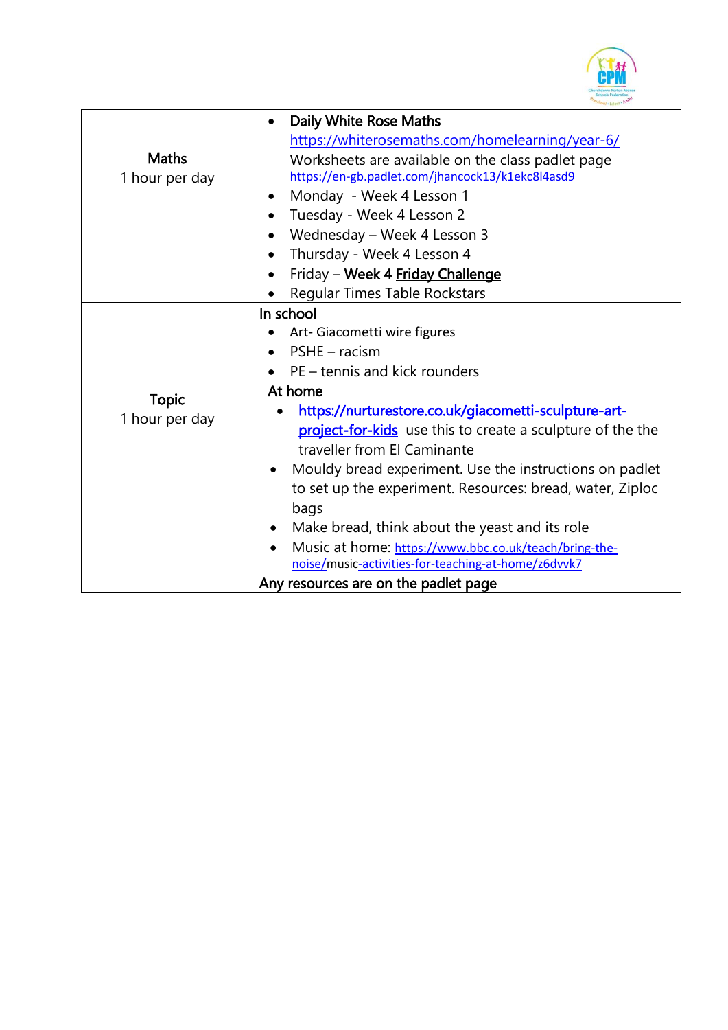| | |
|---|---|
| **Maths**<br>1 hour per day | • **Daily White Rose Maths** https://whiterosemaths.com/homelearning/year-6/ Worksheets are available on the class padlet page https://en-gb.padlet.com/jhancock13/k1ekc8l4asd9<br>• Monday - Week 4 Lesson 1<br>• Tuesday - Week 4 Lesson 2<br>• Wednesday – Week 4 Lesson 3<br>• Thursday - Week 4 Lesson 4<br>• Friday – **Week 4 Friday Challenge**<br>• Regular Times Table Rockstars |
| **Topic**<br>1 hour per day | **In school**<br>• Art- Giacometti wire figures<br>• PSHE – racism<br>• PE – tennis and kick rounders<br>**At home**<br>• **https://nurturestore.co.uk/giacometti-sculpture-art-project-for-kids** use this to create a sculpture of the the traveller from El Caminante<br>• Mouldy bread experiment. Use the instructions on padlet to set up the experiment. Resources: bread, water, Ziploc bags<br>• Make bread, think about the yeast and its role<br>• Music at home: https://www.bbc.co.uk/teach/bring-the-noise/music-activities-for-teaching-at-home/z6dvvk7<br>**Any resources are on the padlet page** |